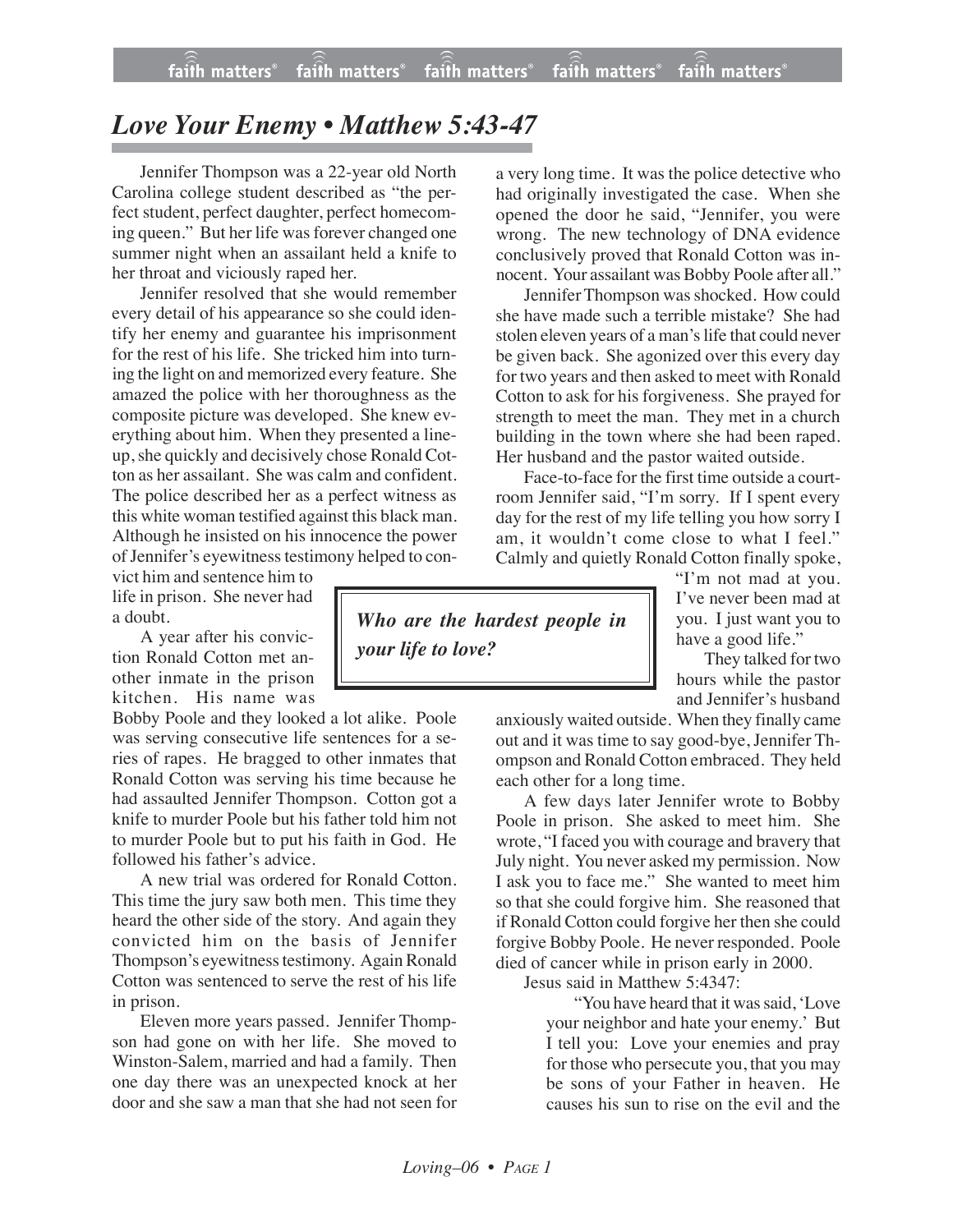# *Love Your Enemy • Matthew 5:43-47*

Jennifer Thompson was a 22-year old North Carolina college student described as "the perfect student, perfect daughter, perfect homecoming queen." But her life was forever changed one summer night when an assailant held a knife to her throat and viciously raped her.

Jennifer resolved that she would remember every detail of his appearance so she could identify her enemy and guarantee his imprisonment for the rest of his life. She tricked him into turning the light on and memorized every feature. She amazed the police with her thoroughness as the composite picture was developed. She knew everything about him. When they presented a lineup, she quickly and decisively chose Ronald Cotton as her assailant. She was calm and confident. The police described her as a perfect witness as this white woman testified against this black man. Although he insisted on his innocence the power of Jennifer's eyewitness testimony helped to convict him and sentence him to life in prison. She never had a doubt.

A year after his conviction Ronald Cotton met another inmate in the prison kitchen. His name was Bobby Poole and they looked a lot alike. Poole was serving consecutive life sentences for a series of rapes. He bragged to other inmates that Ronald Cotton was serving his time because he had assaulted Jennifer Thompson. Cotton got a knife to murder Poole but his father told him not to murder Poole but to put his faith in God. He followed his father's advice.

A new trial was ordered for Ronald Cotton. This time the jury saw both men. This time they heard the other side of the story. And again they convicted him on the basis of Jennifer Thompson's eyewitness testimony. Again Ronald Cotton was sentenced to serve the rest of his life in prison.

Eleven more years passed. Jennifer Thompson had gone on with her life. She moved to Winston-Salem, married and had a family. Then one day there was an unexpected knock at her door and she saw a man that she had not seen for a very long time. It was the police detective who had originally investigated the case. When she opened the door he said, "Jennifer, you were wrong. The new technology of DNA evidence conclusively proved that Ronald Cotton was innocent. Your assailant was Bobby Poole after all."

Jennifer Thompson was shocked. How could she have made such a terrible mistake? She had stolen eleven years of a man's life that could never be given back. She agonized over this every day for two years and then asked to meet with Ronald Cotton to ask for his forgiveness. She prayed for strength to meet the man. They met in a church building in the town where she had been raped. Her husband and the pastor waited outside.

Face-to-face for the first time outside a courtroom Jennifer said, "I'm sorry. If I spent every day for the rest of my life telling you how sorry I am, it wouldn't come close to what I feel." Calmly and quietly Ronald Cotton finally spoke, "I'm not mad at you. I've never been mad at you. I just want you to have a good life."

> ***Who are the hardest people in your life to love?***

They talked for two hours while the pastor and Jennifer's husband anxiously waited outside. When they finally came out and it was time to say good-bye, Jennifer Thompson and Ronald Cotton embraced. They held each other for a long time.

A few days later Jennifer wrote to Bobby Poole in prison. She asked to meet him. She wrote, "I faced you with courage and bravery that July night. You never asked my permission. Now I ask you to face me." She wanted to meet him so that she could forgive him. She reasoned that if Ronald Cotton could forgive her then she could forgive Bobby Poole. He never responded. Poole died of cancer while in prison early in 2000.

Jesus said in Matthew 5:4347:

> "You have heard that it was said, 'Love your neighbor and hate your enemy.' But I tell you: Love your enemies and pray for those who persecute you, that you may be sons of your Father in heaven. He causes his sun to rise on the evil and the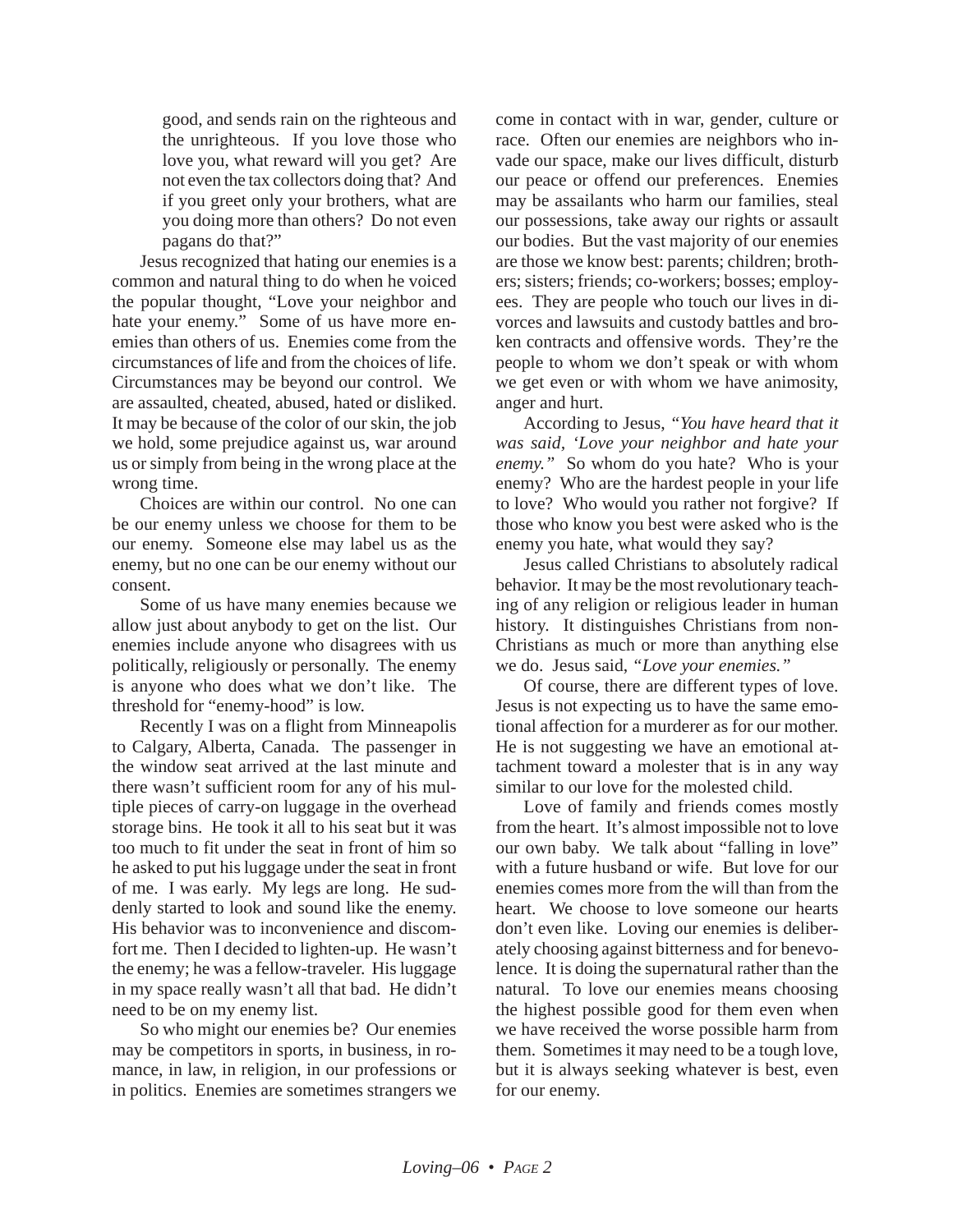> good, and sends rain on the righteous and the unrighteous. If you love those who love you, what reward will you get? Are not even the tax collectors doing that? And if you greet only your brothers, what are you doing more than others? Do not even pagans do that?"

Jesus recognized that hating our enemies is a common and natural thing to do when he voiced the popular thought, "Love your neighbor and hate your enemy." Some of us have more enemies than others of us. Enemies come from the circumstances of life and from the choices of life. Circumstances may be beyond our control. We are assaulted, cheated, abused, hated or disliked. It may be because of the color of our skin, the job we hold, some prejudice against us, war around us or simply from being in the wrong place at the wrong time.

Choices are within our control. No one can be our enemy unless we choose for them to be our enemy. Someone else may label us as the enemy, but no one can be our enemy without our consent.

Some of us have many enemies because we allow just about anybody to get on the list. Our enemies include anyone who disagrees with us politically, religiously or personally. The enemy is anyone who does what we don't like. The threshold for "enemy-hood" is low.

Recently I was on a flight from Minneapolis to Calgary, Alberta, Canada. The passenger in the window seat arrived at the last minute and there wasn't sufficient room for any of his multiple pieces of carry-on luggage in the overhead storage bins. He took it all to his seat but it was too much to fit under the seat in front of him so he asked to put his luggage under the seat in front of me. I was early. My legs are long. He suddenly started to look and sound like the enemy. His behavior was to inconvenience and discomfort me. Then I decided to lighten-up. He wasn't the enemy; he was a fellow-traveler. His luggage in my space really wasn't all that bad. He didn't need to be on my enemy list.

So who might our enemies be? Our enemies may be competitors in sports, in business, in romance, in law, in religion, in our professions or in politics. Enemies are sometimes strangers we come in contact with in war, gender, culture or race. Often our enemies are neighbors who invade our space, make our lives difficult, disturb our peace or offend our preferences. Enemies may be assailants who harm our families, steal our possessions, take away our rights or assault our bodies. But the vast majority of our enemies are those we know best: parents; children; brothers; sisters; friends; co-workers; bosses; employees. They are people who touch our lives in divorces and lawsuits and custody battles and broken contracts and offensive words. They're the people to whom we don't speak or with whom we get even or with whom we have animosity, anger and hurt.

According to Jesus, *"You have heard that it was said, 'Love your neighbor and hate your enemy."* So whom do you hate? Who is your enemy? Who are the hardest people in your life to love? Who would you rather not forgive? If those who know you best were asked who is the enemy you hate, what would they say?

Jesus called Christians to absolutely radical behavior. It may be the most revolutionary teaching of any religion or religious leader in human history. It distinguishes Christians from non-Christians as much or more than anything else we do. Jesus said, *"Love your enemies."*

Of course, there are different types of love. Jesus is not expecting us to have the same emotional affection for a murderer as for our mother. He is not suggesting we have an emotional attachment toward a molester that is in any way similar to our love for the molested child.

Love of family and friends comes mostly from the heart. It's almost impossible not to love our own baby. We talk about "falling in love" with a future husband or wife. But love for our enemies comes more from the will than from the heart. We choose to love someone our hearts don't even like. Loving our enemies is deliberately choosing against bitterness and for benevolence. It is doing the supernatural rather than the natural. To love our enemies means choosing the highest possible good for them even when we have received the worse possible harm from them. Sometimes it may need to be a tough love, but it is always seeking whatever is best, even for our enemy.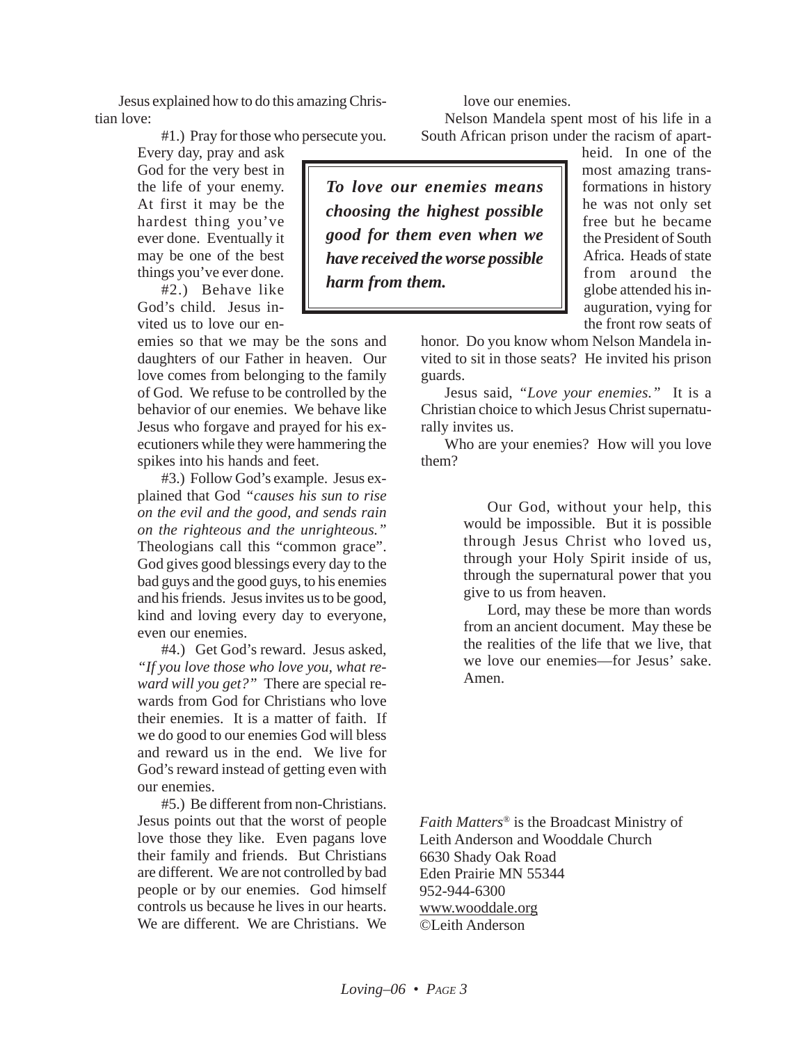Jesus explained how to do this amazing Christian love:

#1.) Pray for those who persecute you. Every day, pray and ask God for the very best in the life of your enemy. At first it may be the hardest thing you've ever done. Eventually it may be one of the best things you've ever done.

#2.) Behave like God's child. Jesus invited us to love our enemies so that we may be the sons and daughters of our Father in heaven. Our love comes from belonging to the family of God. We refuse to be controlled by the behavior of our enemies. We behave like Jesus who forgave and prayed for his executioners while they were hammering the spikes into his hands and feet.

#3.) Follow God's example. Jesus explained that God *"causes his sun to rise on the evil and the good, and sends rain on the righteous and the unrighteous."* Theologians call this "common grace". God gives good blessings every day to the bad guys and the good guys, to his enemies and his friends. Jesus invites us to be good, kind and loving every day to everyone, even our enemies.

#4.) Get God's reward. Jesus asked, *"If you love those who love you, what reward will you get?"* There are special rewards from God for Christians who love their enemies. It is a matter of faith. If we do good to our enemies God will bless and reward us in the end. We live for God's reward instead of getting even with our enemies.

#5.) Be different from non-Christians. Jesus points out that the worst of people love those they like. Even pagans love their family and friends. But Christians are different. We are not controlled by bad people or by our enemies. God himself controls us because he lives in our hearts. We are different. We are Christians. We love our enemies.

> ***To love our enemies means choosing the highest possible good for them even when we have received the worse possible harm from them.***

Nelson Mandela spent most of his life in a South African prison under the racism of apartheid. In one of the most amazing transformations in history he was not only set free but he became the President of South Africa. Heads of state from around the globe attended his inauguration, vying for the front row seats of honor. Do you know whom Nelson Mandela invited to sit in those seats? He invited his prison guards.

Jesus said, *"Love your enemies."* It is a Christian choice to which Jesus Christ supernaturally invites us.

Who are your enemies? How will you love them?

> Our God, without your help, this would be impossible. But it is possible through Jesus Christ who loved us, through your Holy Spirit inside of us, through the supernatural power that you give to us from heaven.
>
> Lord, may these be more than words from an ancient document. May these be the realities of the life that we live, that we love our enemies—for Jesus' sake. Amen.

*Faith Matters*® is the Broadcast Ministry of
Leith Anderson and Wooddale Church
6630 Shady Oak Road
Eden Prairie MN 55344
952-944-6300
www.wooddale.org
©Leith Anderson